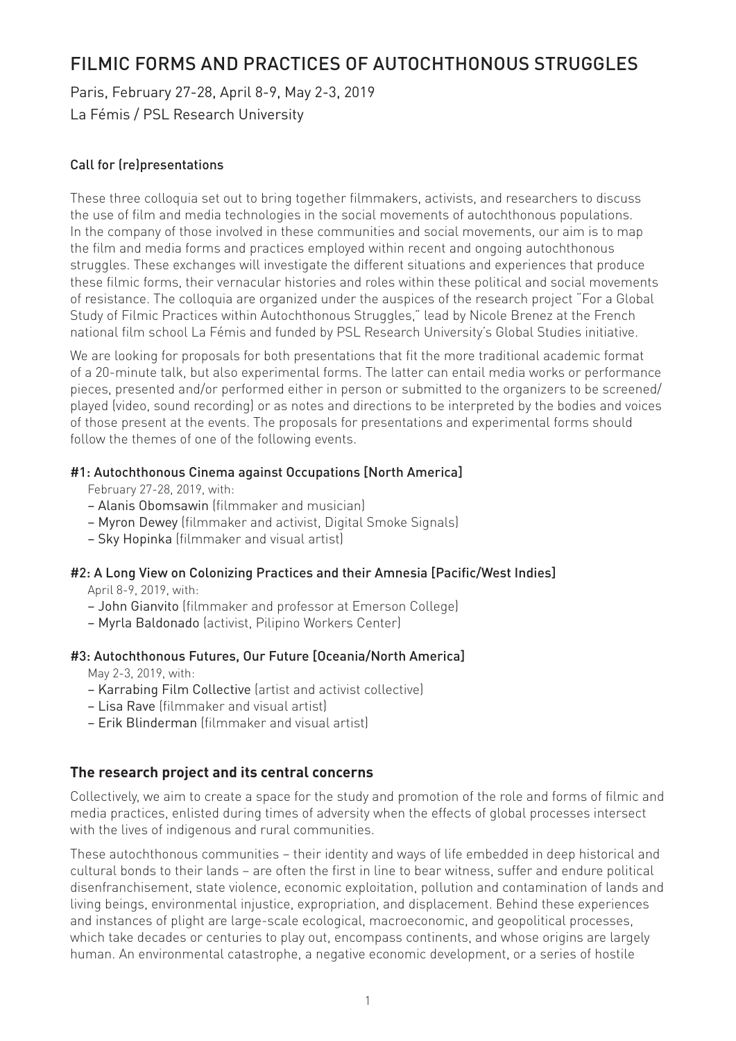# FILMIC FORMS AND PRACTICES OF AUTOCHTHONOUS STRUGGLES

Paris, February 27-28, April 8-9, May 2-3, 2019
La Fémis / PSL Research University

### Call for (re)presentations

These three colloquia set out to bring together filmmakers, activists, and researchers to discuss the use of film and media technologies in the social movements of autochthonous populations. In the company of those involved in these communities and social movements, our aim is to map the film and media forms and practices employed within recent and ongoing autochthonous struggles. These exchanges will investigate the different situations and experiences that produce these filmic forms, their vernacular histories and roles within these political and social movements of resistance. The colloquia are organized under the auspices of the research project "For a Global Study of Filmic Practices within Autochthonous Struggles," lead by Nicole Brenez at the French national film school La Fémis and funded by PSL Research University's Global Studies initiative.

We are looking for proposals for both presentations that fit the more traditional academic format of a 20-minute talk, but also experimental forms. The latter can entail media works or performance pieces, presented and/or performed either in person or submitted to the organizers to be screened/ played (video, sound recording) or as notes and directions to be interpreted by the bodies and voices of those present at the events. The proposals for presentations and experimental forms should follow the themes of one of the following events.

#### #1: Autochthonous Cinema against Occupations [North America]

February 27-28, 2019, with:

- Alanis Obomsawin (filmmaker and musician)
- Myron Dewey (filmmaker and activist, Digital Smoke Signals)
- Sky Hopinka (filmmaker and visual artist)

#### #2: A Long View on Colonizing Practices and their Amnesia [Pacific/West Indies]

April 8-9, 2019, with:

- John Gianvito (filmmaker and professor at Emerson College)
- Myrla Baldonado (activist, Pilipino Workers Center)

#### #3: Autochthonous Futures, Our Future [Oceania/North America]

May 2-3, 2019, with:

- Karrabing Film Collective (artist and activist collective)
- Lisa Rave (filmmaker and visual artist)
- Erik Blinderman (filmmaker and visual artist)

## The research project and its central concerns

Collectively, we aim to create a space for the study and promotion of the role and forms of filmic and media practices, enlisted during times of adversity when the effects of global processes intersect with the lives of indigenous and rural communities.

These autochthonous communities – their identity and ways of life embedded in deep historical and cultural bonds to their lands – are often the first in line to bear witness, suffer and endure political disenfranchisement, state violence, economic exploitation, pollution and contamination of lands and living beings, environmental injustice, expropriation, and displacement. Behind these experiences and instances of plight are large-scale ecological, macroeconomic, and geopolitical processes, which take decades or centuries to play out, encompass continents, and whose origins are largely human. An environmental catastrophe, a negative economic development, or a series of hostile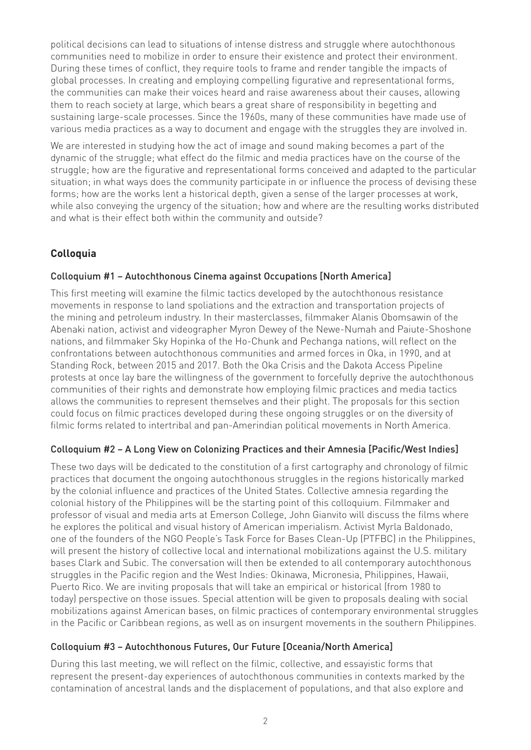political decisions can lead to situations of intense distress and struggle where autochthonous communities need to mobilize in order to ensure their existence and protect their environment. During these times of conflict, they require tools to frame and render tangible the impacts of global processes. In creating and employing compelling figurative and representational forms, the communities can make their voices heard and raise awareness about their causes, allowing them to reach society at large, which bears a great share of responsibility in begetting and sustaining large-scale processes. Since the 1960s, many of these communities have made use of various media practices as a way to document and engage with the struggles they are involved in.

We are interested in studying how the act of image and sound making becomes a part of the dynamic of the struggle; what effect do the filmic and media practices have on the course of the struggle; how are the figurative and representational forms conceived and adapted to the particular situation; in what ways does the community participate in or influence the process of devising these forms; how are the works lent a historical depth, given a sense of the larger processes at work, while also conveying the urgency of the situation; how and where are the resulting works distributed and what is their effect both within the community and outside?

## Colloquia

### Colloquium #1 – Autochthonous Cinema against Occupations [North America]

This first meeting will examine the filmic tactics developed by the autochthonous resistance movements in response to land spoliations and the extraction and transportation projects of the mining and petroleum industry. In their masterclasses, filmmaker Alanis Obomsawin of the Abenaki nation, activist and videographer Myron Dewey of the Newe-Numah and Paiute-Shoshone nations, and filmmaker Sky Hopinka of the Ho-Chunk and Pechanga nations, will reflect on the confrontations between autochthonous communities and armed forces in Oka, in 1990, and at Standing Rock, between 2015 and 2017. Both the Oka Crisis and the Dakota Access Pipeline protests at once lay bare the willingness of the government to forcefully deprive the autochthonous communities of their rights and demonstrate how employing filmic practices and media tactics allows the communities to represent themselves and their plight. The proposals for this section could focus on filmic practices developed during these ongoing struggles or on the diversity of filmic forms related to intertribal and pan-Amerindian political movements in North America.

### Colloquium #2 – A Long View on Colonizing Practices and their Amnesia [Pacific/West Indies]

These two days will be dedicated to the constitution of a first cartography and chronology of filmic practices that document the ongoing autochthonous struggles in the regions historically marked by the colonial influence and practices of the United States. Collective amnesia regarding the colonial history of the Philippines will be the starting point of this colloquium. Filmmaker and professor of visual and media arts at Emerson College, John Gianvito will discuss the films where he explores the political and visual history of American imperialism. Activist Myrla Baldonado, one of the founders of the NGO People's Task Force for Bases Clean-Up (PTFBC) in the Philippines, will present the history of collective local and international mobilizations against the U.S. military bases Clark and Subic. The conversation will then be extended to all contemporary autochthonous struggles in the Pacific region and the West Indies: Okinawa, Micronesia, Philippines, Hawaii, Puerto Rico. We are inviting proposals that will take an empirical or historical (from 1980 to today) perspective on those issues. Special attention will be given to proposals dealing with social mobilizations against American bases, on filmic practices of contemporary environmental struggles in the Pacific or Caribbean regions, as well as on insurgent movements in the southern Philippines.

### Colloquium #3 – Autochthonous Futures, Our Future [Oceania/North America]

During this last meeting, we will reflect on the filmic, collective, and essayistic forms that represent the present-day experiences of autochthonous communities in contexts marked by the contamination of ancestral lands and the displacement of populations, and that also explore and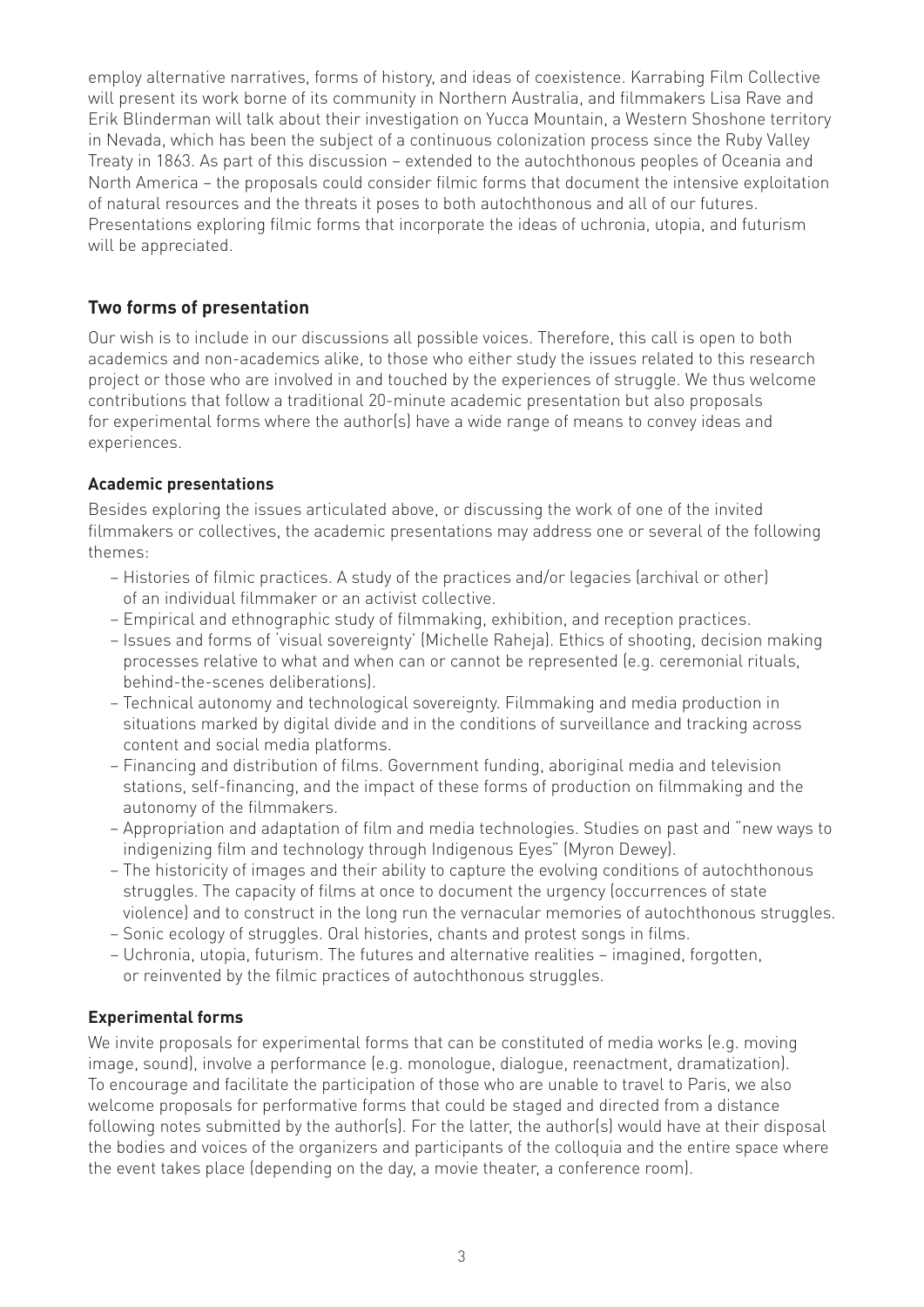employ alternative narratives, forms of history, and ideas of coexistence. Karrabing Film Collective will present its work borne of its community in Northern Australia, and filmmakers Lisa Rave and Erik Blinderman will talk about their investigation on Yucca Mountain, a Western Shoshone territory in Nevada, which has been the subject of a continuous colonization process since the Ruby Valley Treaty in 1863. As part of this discussion – extended to the autochthonous peoples of Oceania and North America – the proposals could consider filmic forms that document the intensive exploitation of natural resources and the threats it poses to both autochthonous and all of our futures. Presentations exploring filmic forms that incorporate the ideas of uchronia, utopia, and futurism will be appreciated.

## Two forms of presentation

Our wish is to include in our discussions all possible voices. Therefore, this call is open to both academics and non-academics alike, to those who either study the issues related to this research project or those who are involved in and touched by the experiences of struggle. We thus welcome contributions that follow a traditional 20-minute academic presentation but also proposals for experimental forms where the author(s) have a wide range of means to convey ideas and experiences.

### Academic presentations

Besides exploring the issues articulated above, or discussing the work of one of the invited filmmakers or collectives, the academic presentations may address one or several of the following themes:

- Histories of filmic practices. A study of the practices and/or legacies (archival or other) of an individual filmmaker or an activist collective.
- Empirical and ethnographic study of filmmaking, exhibition, and reception practices.
- Issues and forms of 'visual sovereignty' (Michelle Raheja). Ethics of shooting, decision making processes relative to what and when can or cannot be represented (e.g. ceremonial rituals, behind-the-scenes deliberations).
- Technical autonomy and technological sovereignty. Filmmaking and media production in situations marked by digital divide and in the conditions of surveillance and tracking across content and social media platforms.
- Financing and distribution of films. Government funding, aboriginal media and television stations, self-financing, and the impact of these forms of production on filmmaking and the autonomy of the filmmakers.
- Appropriation and adaptation of film and media technologies. Studies on past and "new ways to indigenizing film and technology through Indigenous Eyes" (Myron Dewey).
- The historicity of images and their ability to capture the evolving conditions of autochthonous struggles. The capacity of films at once to document the urgency (occurrences of state violence) and to construct in the long run the vernacular memories of autochthonous struggles.
- Sonic ecology of struggles. Oral histories, chants and protest songs in films.
- Uchronia, utopia, futurism. The futures and alternative realities – imagined, forgotten, or reinvented by the filmic practices of autochthonous struggles.

### Experimental forms

We invite proposals for experimental forms that can be constituted of media works (e.g. moving image, sound), involve a performance (e.g. monologue, dialogue, reenactment, dramatization). To encourage and facilitate the participation of those who are unable to travel to Paris, we also welcome proposals for performative forms that could be staged and directed from a distance following notes submitted by the author(s). For the latter, the author(s) would have at their disposal the bodies and voices of the organizers and participants of the colloquia and the entire space where the event takes place (depending on the day, a movie theater, a conference room).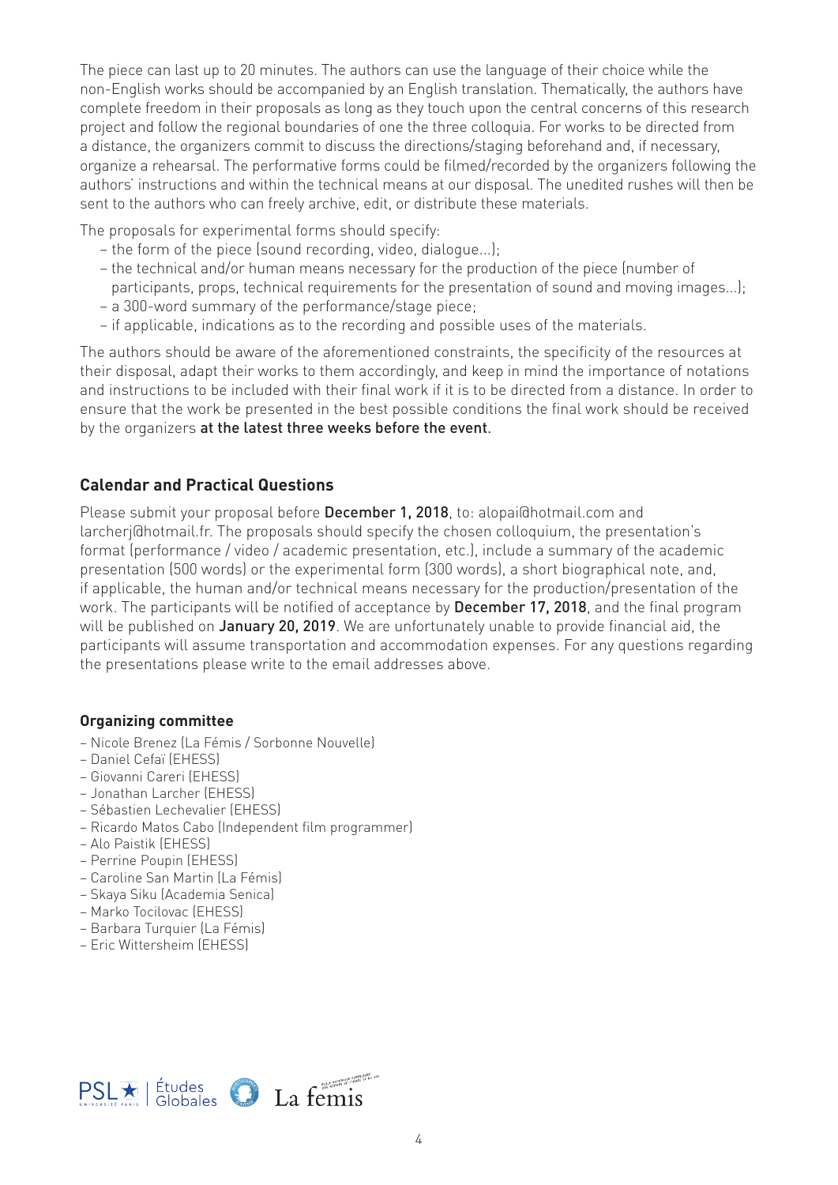The piece can last up to 20 minutes. The authors can use the language of their choice while the non-English works should be accompanied by an English translation. Thematically, the authors have complete freedom in their proposals as long as they touch upon the central concerns of this research project and follow the regional boundaries of one the three colloquia. For works to be directed from a distance, the organizers commit to discuss the directions/staging beforehand and, if necessary, organize a rehearsal. The performative forms could be filmed/recorded by the organizers following the authors' instructions and within the technical means at our disposal. The unedited rushes will then be sent to the authors who can freely archive, edit, or distribute these materials.

The proposals for experimental forms should specify:

- the form of the piece (sound recording, video, dialogue...);
- the technical and/or human means necessary for the production of the piece (number of participants, props, technical requirements for the presentation of sound and moving images...);
- a 300-word summary of the performance/stage piece;
- if applicable, indications as to the recording and possible uses of the materials.

The authors should be aware of the aforementioned constraints, the specificity of the resources at their disposal, adapt their works to them accordingly, and keep in mind the importance of notations and instructions to be included with their final work if it is to be directed from a distance. In order to ensure that the work be presented in the best possible conditions the final work should be received by the organizers **at the latest three weeks before the event**.

## Calendar and Practical Questions

Please submit your proposal before **December 1, 2018**, to: alopai@hotmail.com and larcherj@hotmail.fr. The proposals should specify the chosen colloquium, the presentation's format (performance / video / academic presentation, etc.), include a summary of the academic presentation (500 words) or the experimental form (300 words), a short biographical note, and, if applicable, the human and/or technical means necessary for the production/presentation of the work. The participants will be notified of acceptance by **December 17, 2018**, and the final program will be published on **January 20, 2019**. We are unfortunately unable to provide financial aid, the participants will assume transportation and accommodation expenses. For any questions regarding the presentations please write to the email addresses above.

### Organizing committee

- Nicole Brenez (La Fémis / Sorbonne Nouvelle)
- Daniel Cefaï (EHESS)
- Giovanni Careri (EHESS)
- Jonathan Larcher (EHESS)
- Sébastien Lechevalier (EHESS)
- Ricardo Matos Cabo (Independent film programmer)
- Alo Paistik (EHESS)
- Perrine Poupin (EHESS)
- Caroline San Martin (La Fémis)
- Skaya Siku (Academia Senica)
- Marko Tocilovac (EHESS)
- Barbara Turquier (La Fémis)
- Eric Wittersheim (EHESS)

PSL | Études Globales | La fémis